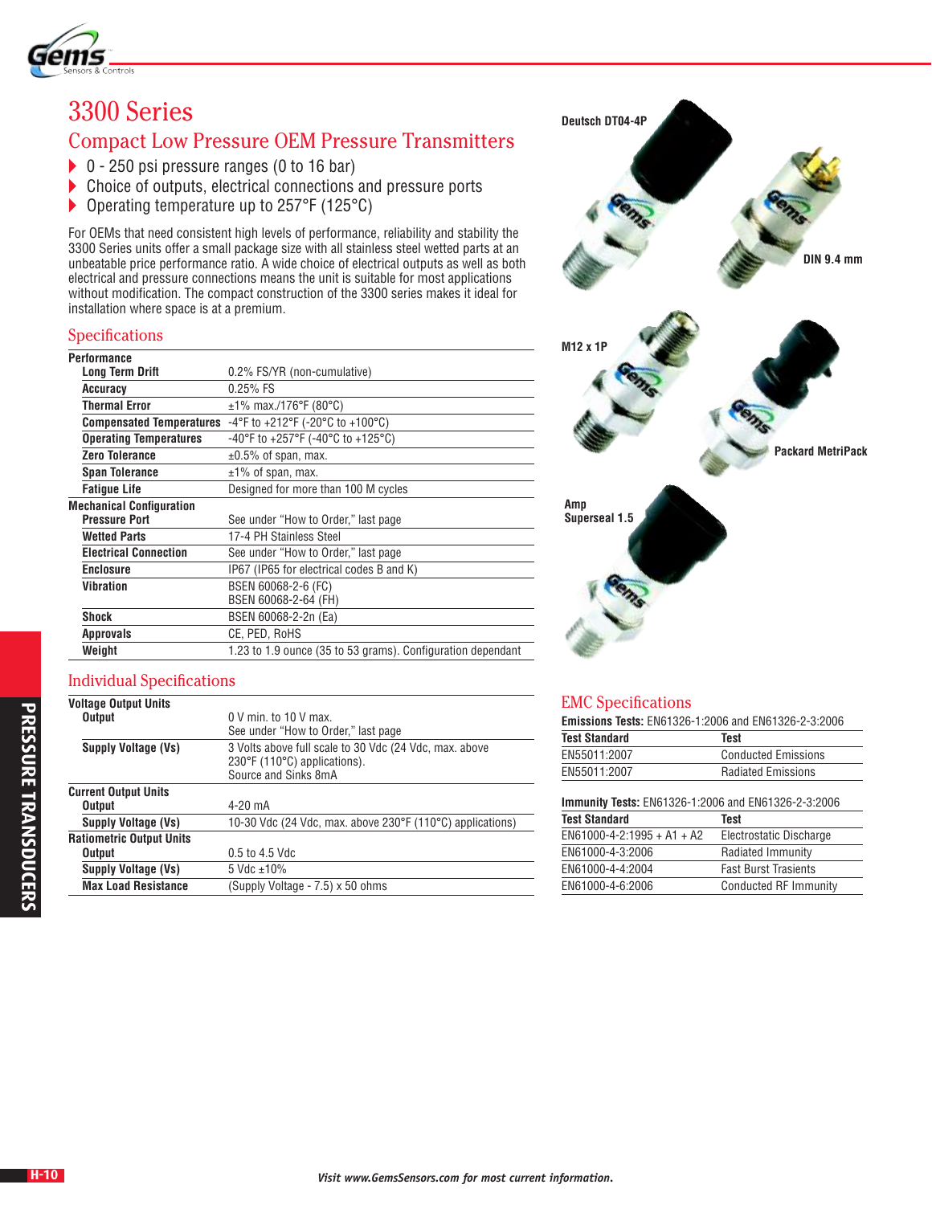# 3300 Series

## Compact Low Pressure OEM Pressure Transmitters

- 0 - 250 psi pressure ranges (0 to 16 bar)
- Choice of outputs, electrical connections and pressure ports
- Operating temperature up to 257°F (125°C)

For OEMs that need consistent high levels of performance, reliability and stability the 3300 Series units offer a small package size with all stainless steel wetted parts at an unbeatable price performance ratio. A wide choice of electrical outputs as well as both electrical and pressure connections means the unit is suitable for most applications without modification. The compact construction of the 3300 series makes it ideal for installation where space is at a premium.

Deutsch DT04-4P

DIN 9.4 mm

M12 x 1P

Packard MetriPack

Amp Superseal 1.5

## Specifications

| | |
|---|---|
| **Performance** | |
| **Long Term Drift** | 0.2% FS/YR (non-cumulative) |
| **Accuracy** | 0.25% FS |
| **Thermal Error** | ±1% max./176°F (80°C) |
| **Compensated Temperatures** | -4°F to +212°F (-20°C to +100°C) |
| **Operating Temperatures** | -40°F to +257°F (-40°C to +125°C) |
| **Zero Tolerance** | ±0.5% of span, max. |
| **Span Tolerance** | ±1% of span, max. |
| **Fatigue Life** | Designed for more than 100 M cycles |
| **Mechanical Configuration** | |
| **Pressure Port** | See under "How to Order," last page |
| **Wetted Parts** | 17-4 PH Stainless Steel |
| **Electrical Connection** | See under "How to Order," last page |
| **Enclosure** | IP67 (IP65 for electrical codes B and K) |
| **Vibration** | BSEN 60068-2-6 (FC)<br>BSEN 60068-2-64 (FH) |
| **Shock** | BSEN 60068-2-2n (Ea) |
| **Approvals** | CE, PED, RoHS |
| **Weight** | 1.23 to 1.9 ounce (35 to 53 grams). Configuration dependant |

## Individual Specifications

| | |
|---|---|
| **Voltage Output Units** | |
| **Output** | 0 V min. to 10 V max.<br>See under "How to Order," last page |
| **Supply Voltage (Vs)** | 3 Volts above full scale to 30 Vdc (24 Vdc, max. above 230°F (110°C) applications).<br>Source and Sinks 8mA |
| **Current Output Units** | |
| **Output** | 4-20 mA |
| **Supply Voltage (Vs)** | 10-30 Vdc (24 Vdc, max. above 230°F (110°C) applications) |
| **Ratiometric Output Units** | |
| **Output** | 0.5 to 4.5 Vdc |
| **Supply Voltage (Vs)** | 5 Vdc ±10% |
| **Max Load Resistance** | (Supply Voltage - 7.5) x 50 ohms |

## EMC Specifications

**Emissions Tests:** EN61326-1:2006 and EN61326-2-3:2006

| Test Standard | Test |
|---|---|
| EN55011:2007 | Conducted Emissions |
| EN55011:2007 | Radiated Emissions |

**Immunity Tests:** EN61326-1:2006 and EN61326-2-3:2006

| Test Standard | Test |
|---|---|
| EN61000-4-2:1995 + A1 + A2 | Electrostatic Discharge |
| EN61000-4-3:2006 | Radiated Immunity |
| EN61000-4-4:2004 | Fast Burst Trasients |
| EN61000-4-6:2006 | Conducted RF Immunity |

*Visit www.GemsSensors.com for most current information.*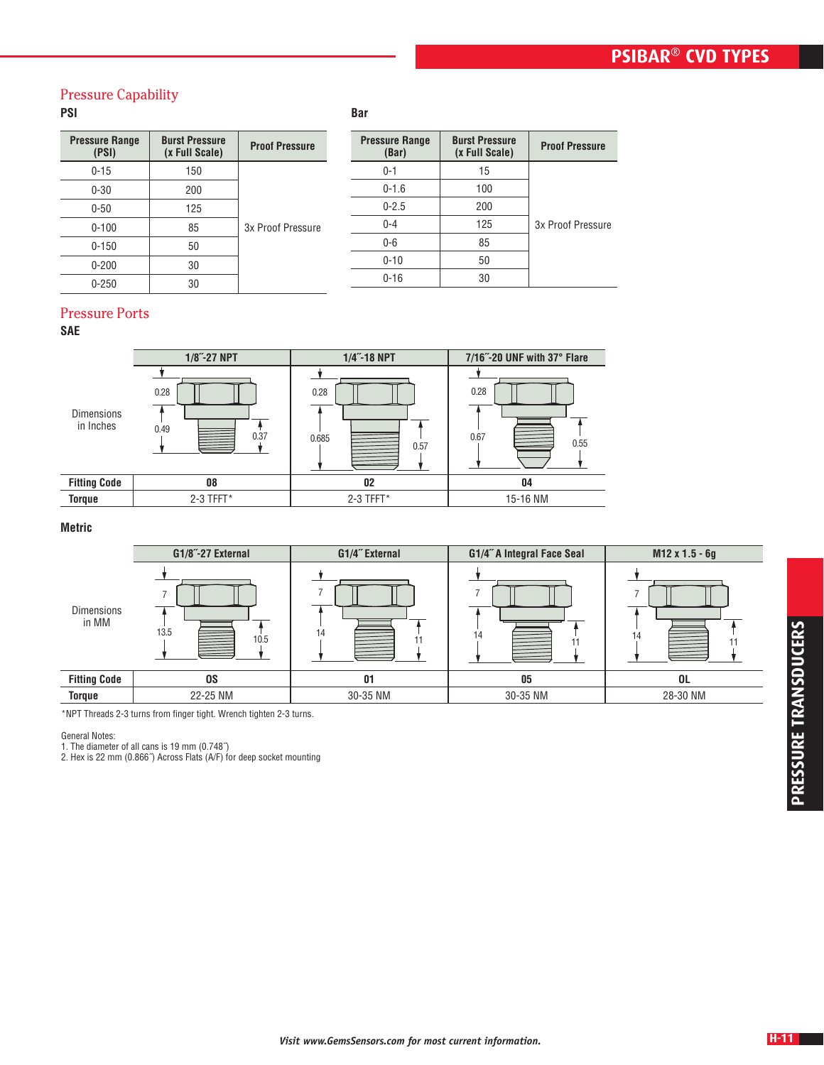## Pressure Capability

**PSI**

| Pressure Range (PSI) | Burst Pressure (x Full Scale) | Proof Pressure |
|---|---|---|
| 0-15 | 150 | 3x Proof Pressure |
| 0-30 | 200 | |
| 0-50 | 125 | |
| 0-100 | 85 | |
| 0-150 | 50 | |
| 0-200 | 30 | |
| 0-250 | 30 | |

**Bar**

| Pressure Range (Bar) | Burst Pressure (x Full Scale) | Proof Pressure |
|---|---|---|
| 0-1 | 15 | 3x Proof Pressure |
| 0-1.6 | 100 | |
| 0-2.5 | 200 | |
| 0-4 | 125 | |
| 0-6 | 85 | |
| 0-10 | 50 | |
| 0-16 | 30 | |

## Pressure Ports

**SAE**

| | 1/8″-27 NPT | 1/4″-18 NPT | 7/16″-20 UNF with 37° Flare |
|---|---|---|---|
| Dimensions in Inches | 0.28, 0.49, 0.37 | 0.28, 0.685, 0.57 | 0.28, 0.67, 0.55 |
| **Fitting Code** | **08** | **02** | **04** |
| **Torque** | 2-3 TFFT* | 2-3 TFFT* | 15-16 NM |

**Metric**

| | G1/8″-27 External | G1/4″ External | G1/4″ A Integral Face Seal | M12 x 1.5 - 6g |
|---|---|---|---|---|
| Dimensions in MM | 7, 13.5, 10.5 | 7, 14, 11 | 7, 14, 11 | 7, 14, 11 |
| **Fitting Code** | **OS** | **01** | **05** | **OL** |
| **Torque** | 22-25 NM | 30-35 NM | 30-35 NM | 28-30 NM |

*NPT Threads 2-3 turns from finger tight. Wrench tighten 2-3 turns.

General Notes:
1. The diameter of all cans is 19 mm (0.748″)
2. Hex is 22 mm (0.866″) Across Flats (A/F) for deep socket mounting

*Visit www.GemsSensors.com for most current information.*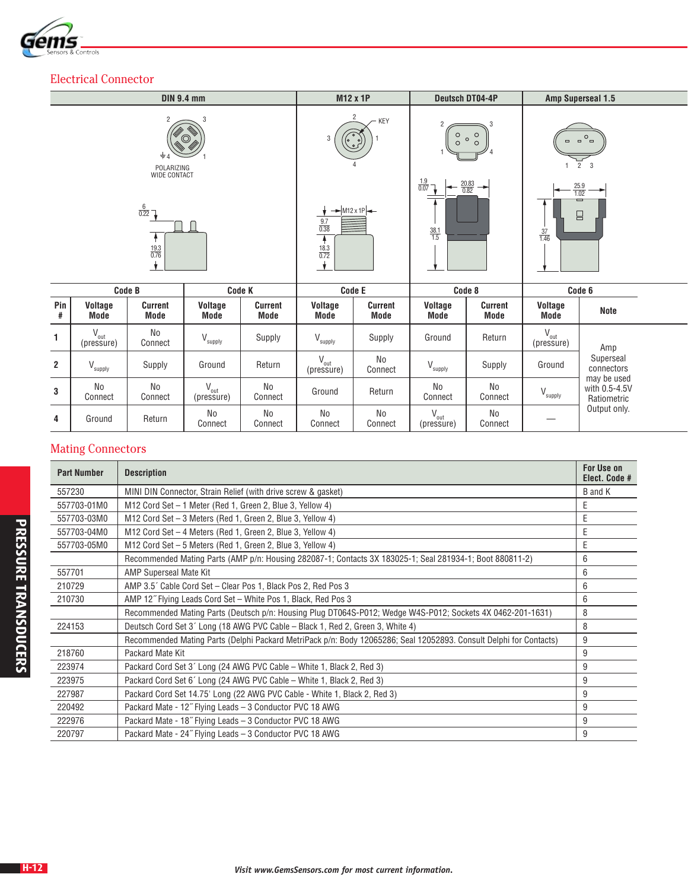## Electrical Connector

| | DIN 9.4 mm | | | | M12 x 1P | | Deutsch DT04-4P | | Amp Superseal 1.5 | |
|---|---|---|---|---|---|---|---|---|---|---|
| | Code B | | Code K | | Code E | | Code 8 | | Code 6 | |
| Pin # | Voltage Mode | Current Mode | Voltage Mode | Current Mode | Voltage Mode | Current Mode | Voltage Mode | Current Mode | Voltage Mode | Note |
| 1 | $V_{out}$ (pressure) | No Connect | $V_{supply}$ | Supply | $V_{supply}$ | Supply | Ground | Return | $V_{out}$ (pressure) | Amp Superseal connectors may be used with 0.5-4.5V Ratiometric Output only. |
| 2 | $V_{supply}$ | Supply | Ground | Return | $V_{out}$ (pressure) | No Connect | $V_{supply}$ | Supply | Ground | |
| 3 | No Connect | No Connect | $V_{out}$ (pressure) | No Connect | Ground | Return | No Connect | No Connect | $V_{supply}$ | |
| 4 | Ground | Return | No Connect | No Connect | No Connect | No Connect | $V_{out}$ (pressure) | No Connect | — | |

## Mating Connectors

| Part Number | Description | For Use on Elect. Code # |
|---|---|---|
| 557230 | MINI DIN Connector, Strain Relief (with drive screw & gasket) | B and K |
| 557703-01M0 | M12 Cord Set – 1 Meter (Red 1, Green 2, Blue 3, Yellow 4) | E |
| 557703-03M0 | M12 Cord Set – 3 Meters (Red 1, Green 2, Blue 3, Yellow 4) | E |
| 557703-04M0 | M12 Cord Set – 4 Meters (Red 1, Green 2, Blue 3, Yellow 4) | E |
| 557703-05M0 | M12 Cord Set – 5 Meters (Red 1, Green 2, Blue 3, Yellow 4) | E |
| | Recommended Mating Parts (AMP p/n: Housing 282087-1; Contacts 3X 183025-1; Seal 281934-1; Boot 880811-2) | 6 |
| 557701 | AMP Superseal Mate Kit | 6 |
| 210729 | AMP 3.5´ Cable Cord Set – Clear Pos 1, Black Pos 2, Red Pos 3 | 6 |
| 210730 | AMP 12˝ Flying Leads Cord Set – White Pos 1, Black, Red Pos 3 | 6 |
| | Recommended Mating Parts (Deutsch p/n: Housing Plug DT06-4S-P012; Wedge W4S-P012; Sockets 4X 0462-201-1631) | 8 |
| 224153 | Deutsch Cord Set 3´ Long (18 AWG PVC Cable – Black 1, Red 2, Green 3, White 4) | 8 |
| | Recommended Mating Parts (Delphi Packard MetriPack p/n: Body 12065286; Seal 12052893. Consult Delphi for Contacts) | 9 |
| 218760 | Packard Mate Kit | 9 |
| 223974 | Packard Cord Set 3´ Long (24 AWG PVC Cable – White 1, Black 2, Red 3) | 9 |
| 223975 | Packard Cord Set 6´ Long (24 AWG PVC Cable – White 1, Black 2, Red 3) | 9 |
| 227987 | Packard Cord Set 14.75' Long (22 AWG PVC Cable - White 1, Black 2, Red 3) | 9 |
| 220492 | Packard Mate - 12˝ Flying Leads – 3 Conductor PVC 18 AWG | 9 |
| 222976 | Packard Mate - 18˝ Flying Leads – 3 Conductor PVC 18 AWG | 9 |
| 220797 | Packard Mate - 24˝ Flying Leads – 3 Conductor PVC 18 AWG | 9 |

*Visit www.GemsSensors.com for most current information.*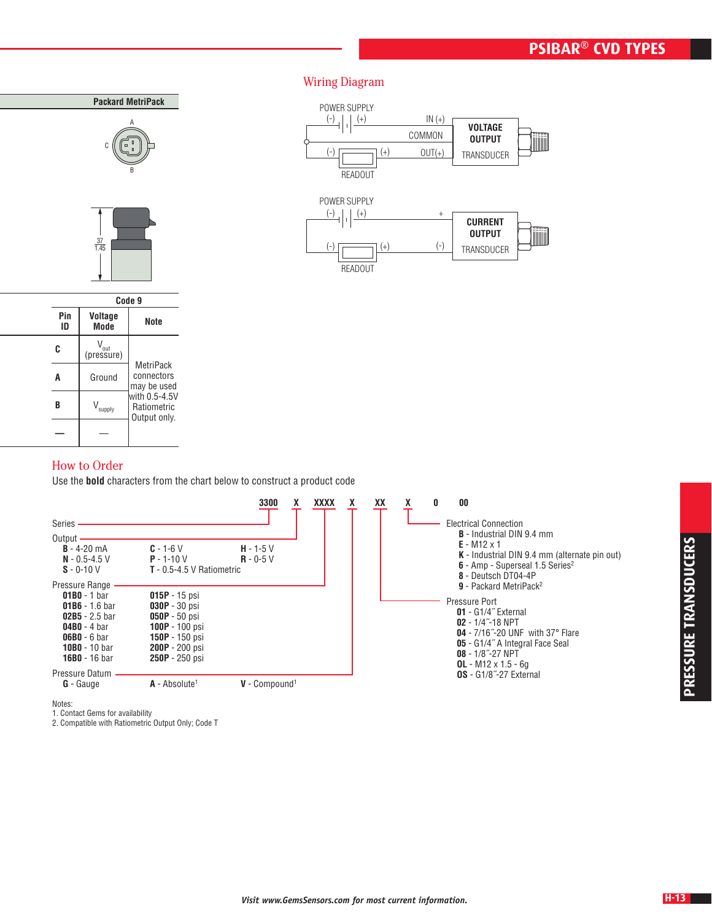## Packard MetriPack

A
C
B

37
1.45

| Code 9 | | |
|---|---|---|
| Pin ID | Voltage Mode | Note |
| C | $V_{out}$ (pressure) | MetriPack connectors may be used with 0.5-4.5V Ratiometric Output only. |
| A | Ground | |
| B | $V_{supply}$ | |
| — | — | |

## Wiring Diagram

POWER SUPPLY
(-) (+)
IN (+)
COMMON
(-) (+) OUT(+)
READOUT
VOLTAGE OUTPUT TRANSDUCER

POWER SUPPLY
(-) (+)
+
(-) (+) (-)
READOUT
CURRENT OUTPUT TRANSDUCER

## How to Order

Use the **bold** characters from the chart below to construct a product code

**3300 X XXXX X XX X 0 00**

**Series**

**Output**
- **B** - 4-20 mA
- **N** - 0.5-4.5 V
- **S** - 0-10 V
- **C** - 1-6 V
- **P** - 1-10 V
- **T** - 0.5-4.5 V Ratiometric
- **H** - 1-5 V
- **R** - 0-5 V

**Pressure Range**
- **01B0** - 1 bar
- **01B6** - 1.6 bar
- **02B5** - 2.5 bar
- **04B0** - 4 bar
- **06B0** - 6 bar
- **10B0** - 10 bar
- **16B0** - 16 bar
- **015P** - 15 psi
- **030P** - 30 psi
- **050P** - 50 psi
- **100P** - 100 psi
- **150P** - 150 psi
- **200P** - 200 psi
- **250P** - 250 psi

**Pressure Datum**
- **G** - Gauge
- **A** - Absolute[1]
- **V** - Compound[1]

**Electrical Connection**
- **B** - Industrial DIN 9.4 mm
- **E** - M12 x 1
- **K** - Industrial DIN 9.4 mm (alternate pin out)
- **6** - Amp - Superseal 1.5 Series[2]
- **8** - Deutsch DT04-4P
- **9** - Packard MetriPack[2]

**Pressure Port**
- **01** - G1/4˝ External
- **02** - 1/4˝-18 NPT
- **04** - 7/16˝-20 UNF with 37° Flare
- **05** - G1/4˝ A Integral Face Seal
- **08** - 1/8˝-27 NPT
- **OL** - M12 x 1.5 - 6g
- **OS** - G1/8˝-27 External

Notes:
1. Contact Gems for availability
2. Compatible with Ratiometric Output Only; Code T